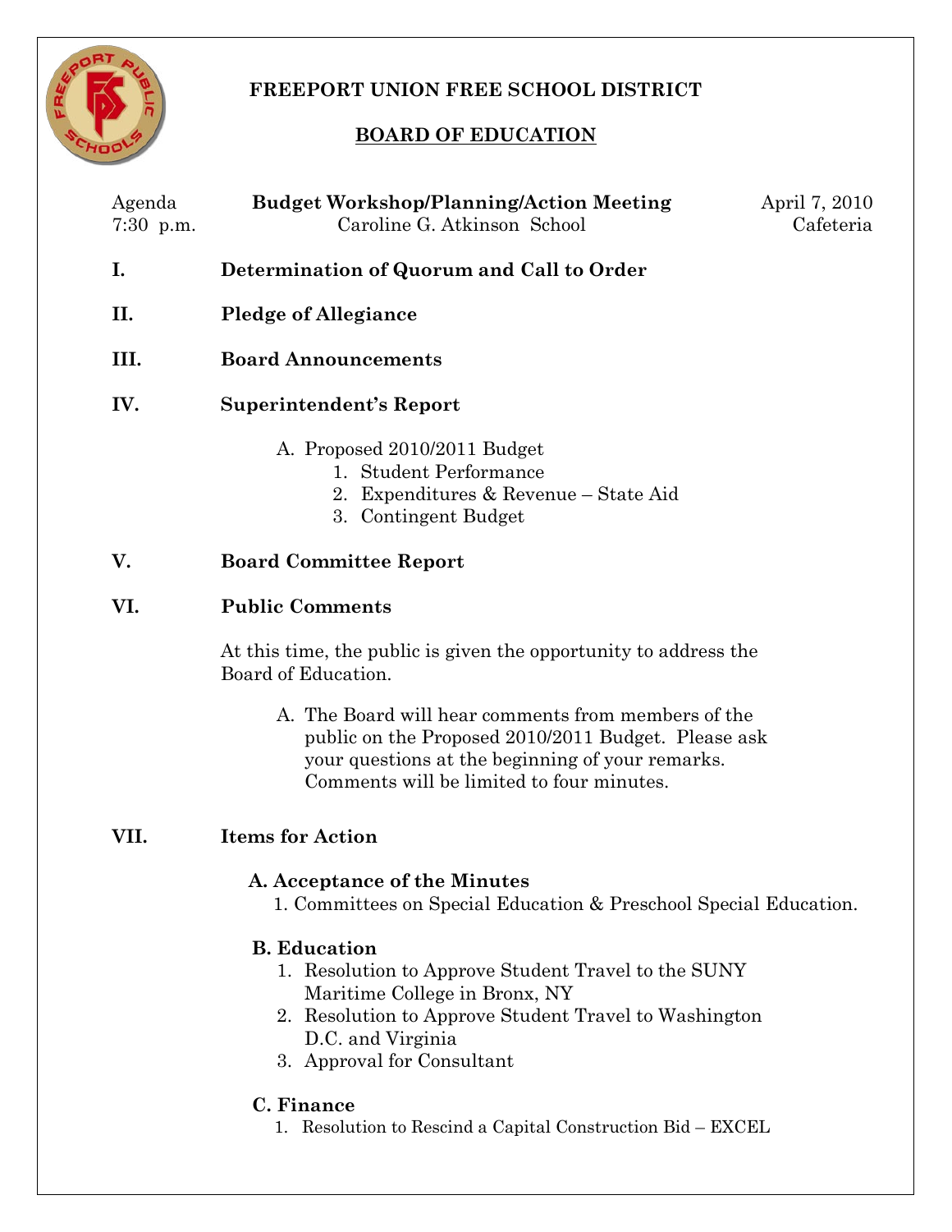# FREEPORT UNION FREE SCHOOL DISTRICT

## BOARD OF EDUCATION

Agenda — **Budget Workshop/Planning/Action Meeting** — April 7, 2010
7:30 p.m. — Caroline G. Atkinson School — Cafeteria

**I. Determination of Quorum and Call to Order**

**II. Pledge of Allegiance**

**III. Board Announcements**

**IV. Superintendent's Report**

A. Proposed 2010/2011 Budget
   1. Student Performance
   2. Expenditures & Revenue – State Aid
   3. Contingent Budget

**V. Board Committee Report**

**VI. Public Comments**

At this time, the public is given the opportunity to address the Board of Education.

A. The Board will hear comments from members of the public on the Proposed 2010/2011 Budget. Please ask your questions at the beginning of your remarks. Comments will be limited to four minutes.

**VII. Items for Action**

**A. Acceptance of the Minutes**

1. Committees on Special Education & Preschool Special Education.

**B. Education**

1. Resolution to Approve Student Travel to the SUNY Maritime College in Bronx, NY
2. Resolution to Approve Student Travel to Washington D.C. and Virginia
3. Approval for Consultant

**C. Finance**

1. Resolution to Rescind a Capital Construction Bid – EXCEL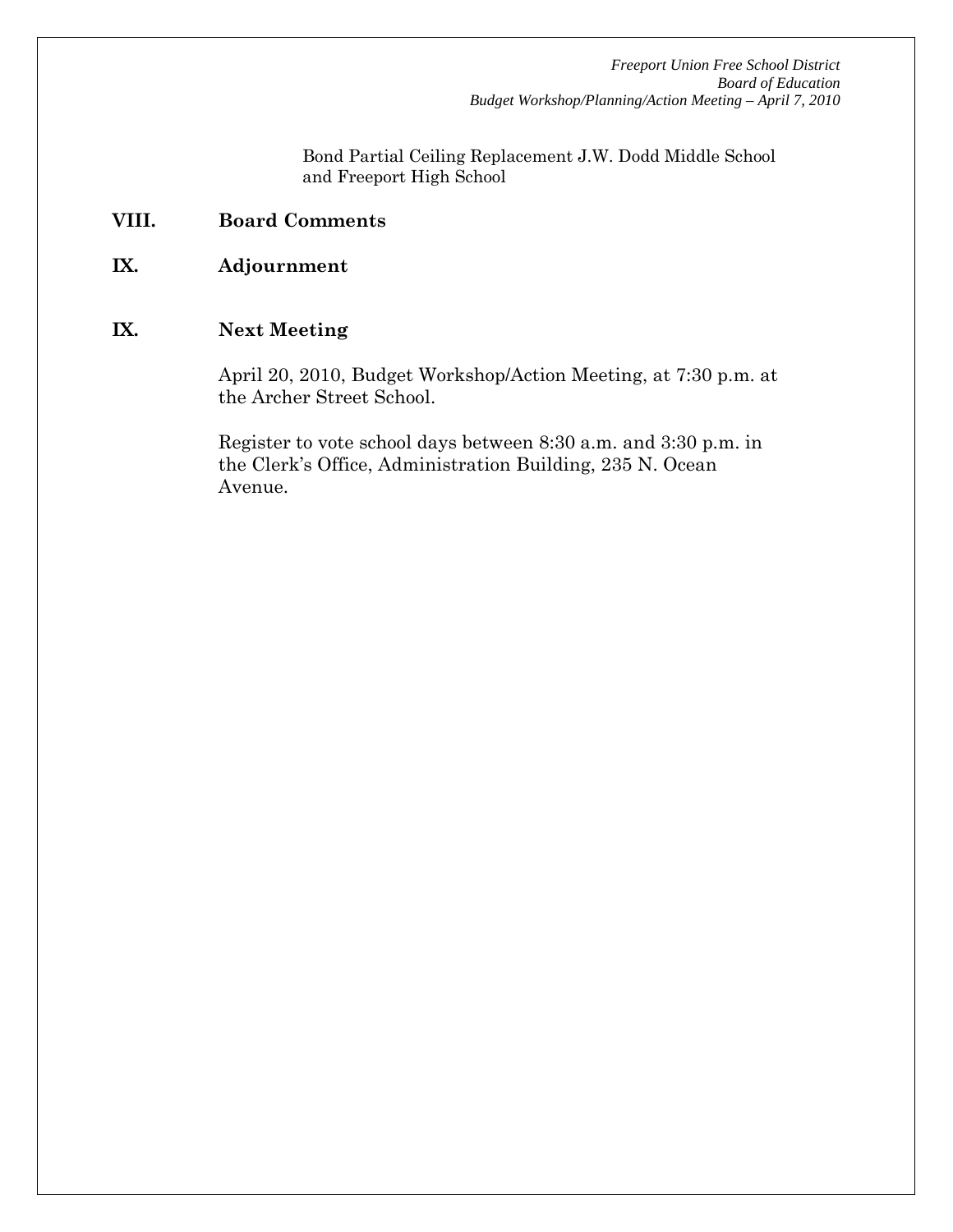Bond Partial Ceiling Replacement J.W. Dodd Middle School and Freeport High School

## VIII. Board Comments

## IX. Adjournment

## IX. Next Meeting

April 20, 2010, Budget Workshop/Action Meeting, at 7:30 p.m. at the Archer Street School.

Register to vote school days between 8:30 a.m. and 3:30 p.m. in the Clerk's Office, Administration Building, 235 N. Ocean Avenue.